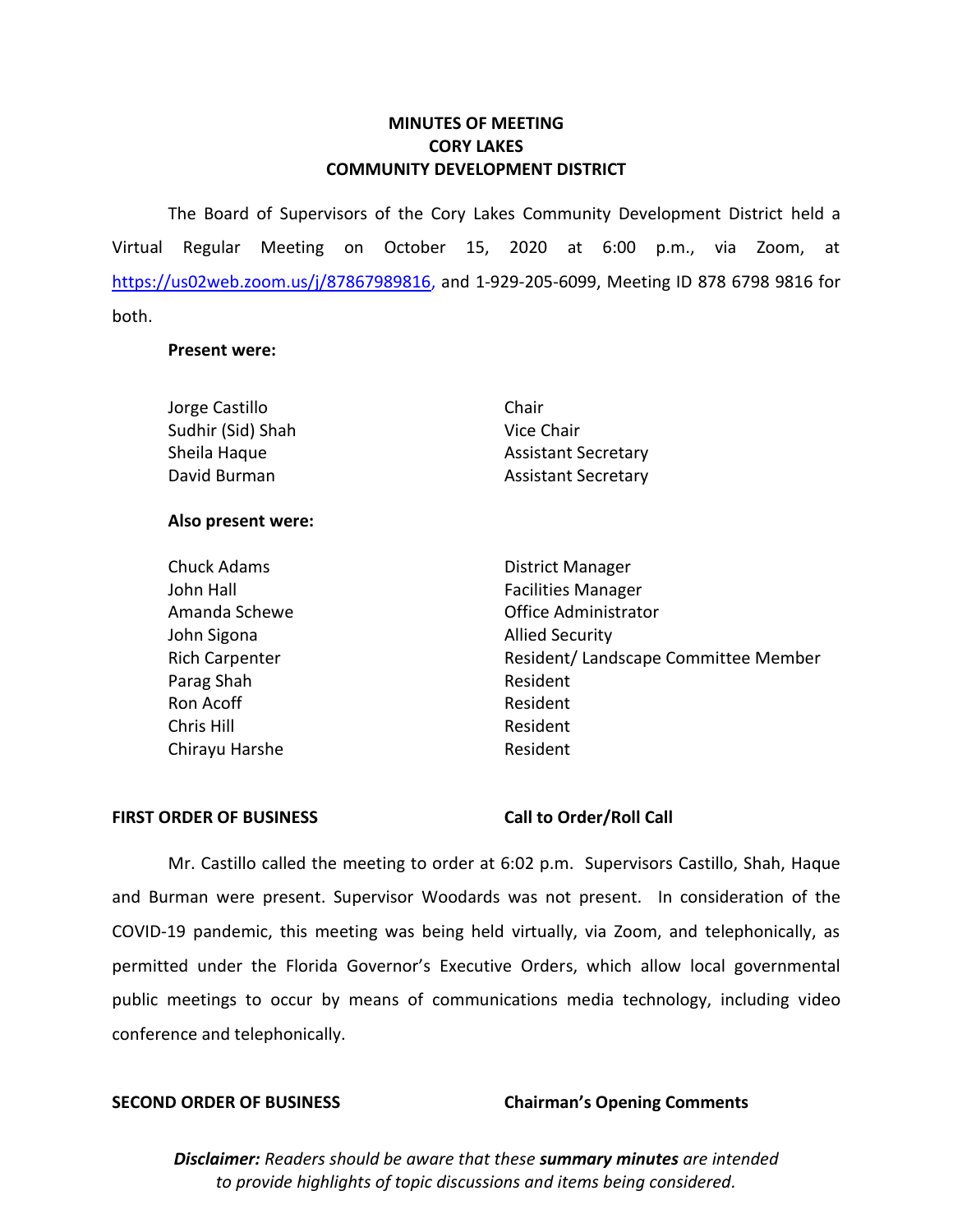**MINUTES OF MEETING**
**CORY LAKES**
**COMMUNITY DEVELOPMENT DISTRICT**

The Board of Supervisors of the Cory Lakes Community Development District held a Virtual Regular Meeting on October 15, 2020 at 6:00 p.m., via Zoom, at https://us02web.zoom.us/j/87867989816, and 1-929-205-6099, Meeting ID 878 6798 9816 for both.

**Present were:**

| | |
|---|---|
| Jorge Castillo | Chair |
| Sudhir (Sid) Shah | Vice Chair |
| Sheila Haque | Assistant Secretary |
| David Burman | Assistant Secretary |

**Also present were:**

| | |
|---|---|
| Chuck Adams | District Manager |
| John Hall | Facilities Manager |
| Amanda Schewe | Office Administrator |
| John Sigona | Allied Security |
| Rich Carpenter | Resident/ Landscape Committee Member |
| Parag Shah | Resident |
| Ron Acoff | Resident |
| Chris Hill | Resident |
| Chirayu Harshe | Resident |

**FIRST ORDER OF BUSINESS** **Call to Order/Roll Call**

Mr. Castillo called the meeting to order at 6:02 p.m. Supervisors Castillo, Shah, Haque and Burman were present. Supervisor Woodards was not present. In consideration of the COVID-19 pandemic, this meeting was being held virtually, via Zoom, and telephonically, as permitted under the Florida Governor's Executive Orders, which allow local governmental public meetings to occur by means of communications media technology, including video conference and telephonically.

**SECOND ORDER OF BUSINESS** **Chairman's Opening Comments**

***Disclaimer:*** *Readers should be aware that these* ***summary minutes*** *are intended to provide highlights of topic discussions and items being considered.*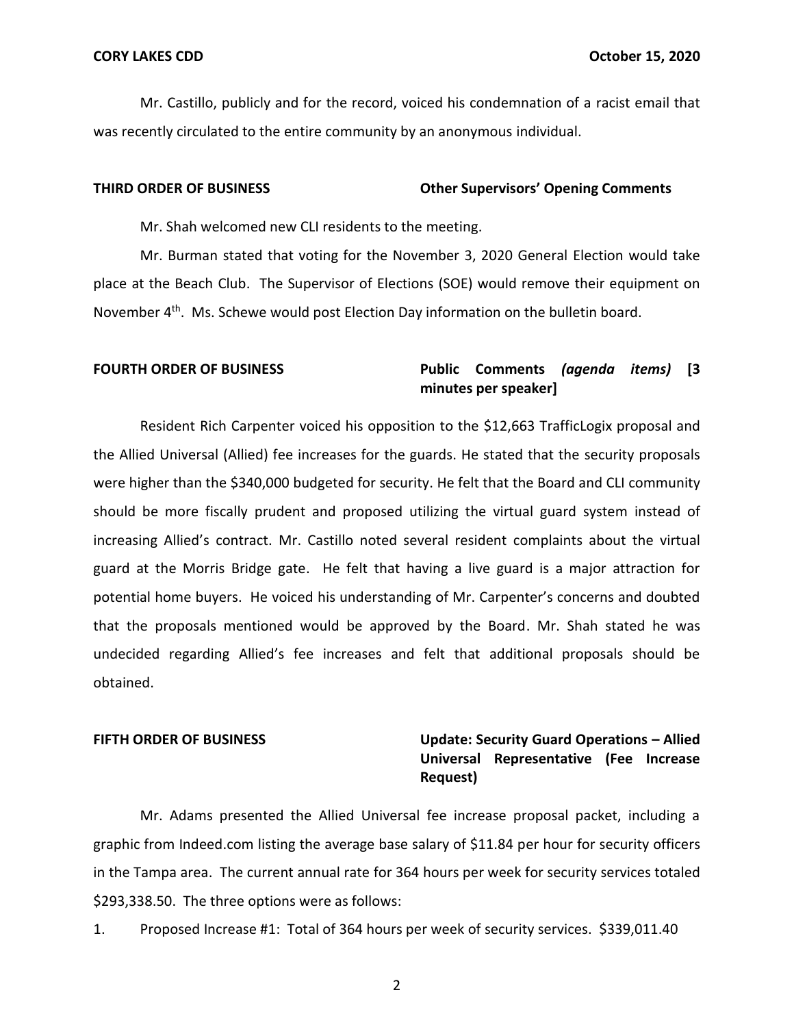Mr. Castillo, publicly and for the record, voiced his condemnation of a racist email that was recently circulated to the entire community by an anonymous individual.

**THIRD ORDER OF BUSINESS** **Other Supervisors' Opening Comments**

Mr. Shah welcomed new CLI residents to the meeting.

Mr. Burman stated that voting for the November 3, 2020 General Election would take place at the Beach Club. The Supervisor of Elections (SOE) would remove their equipment on November 4th. Ms. Schewe would post Election Day information on the bulletin board.

**FOURTH ORDER OF BUSINESS** **Public Comments *(agenda items)* [3 minutes per speaker]**

Resident Rich Carpenter voiced his opposition to the $12,663 TrafficLogix proposal and the Allied Universal (Allied) fee increases for the guards. He stated that the security proposals were higher than the $340,000 budgeted for security. He felt that the Board and CLI community should be more fiscally prudent and proposed utilizing the virtual guard system instead of increasing Allied's contract. Mr. Castillo noted several resident complaints about the virtual guard at the Morris Bridge gate. He felt that having a live guard is a major attraction for potential home buyers. He voiced his understanding of Mr. Carpenter's concerns and doubted that the proposals mentioned would be approved by the Board. Mr. Shah stated he was undecided regarding Allied's fee increases and felt that additional proposals should be obtained.

**FIFTH ORDER OF BUSINESS** **Update: Security Guard Operations – Allied Universal Representative (Fee Increase Request)**

Mr. Adams presented the Allied Universal fee increase proposal packet, including a graphic from Indeed.com listing the average base salary of $11.84 per hour for security officers in the Tampa area. The current annual rate for 364 hours per week for security services totaled $293,338.50. The three options were as follows:

1. Proposed Increase #1: Total of 364 hours per week of security services. $339,011.40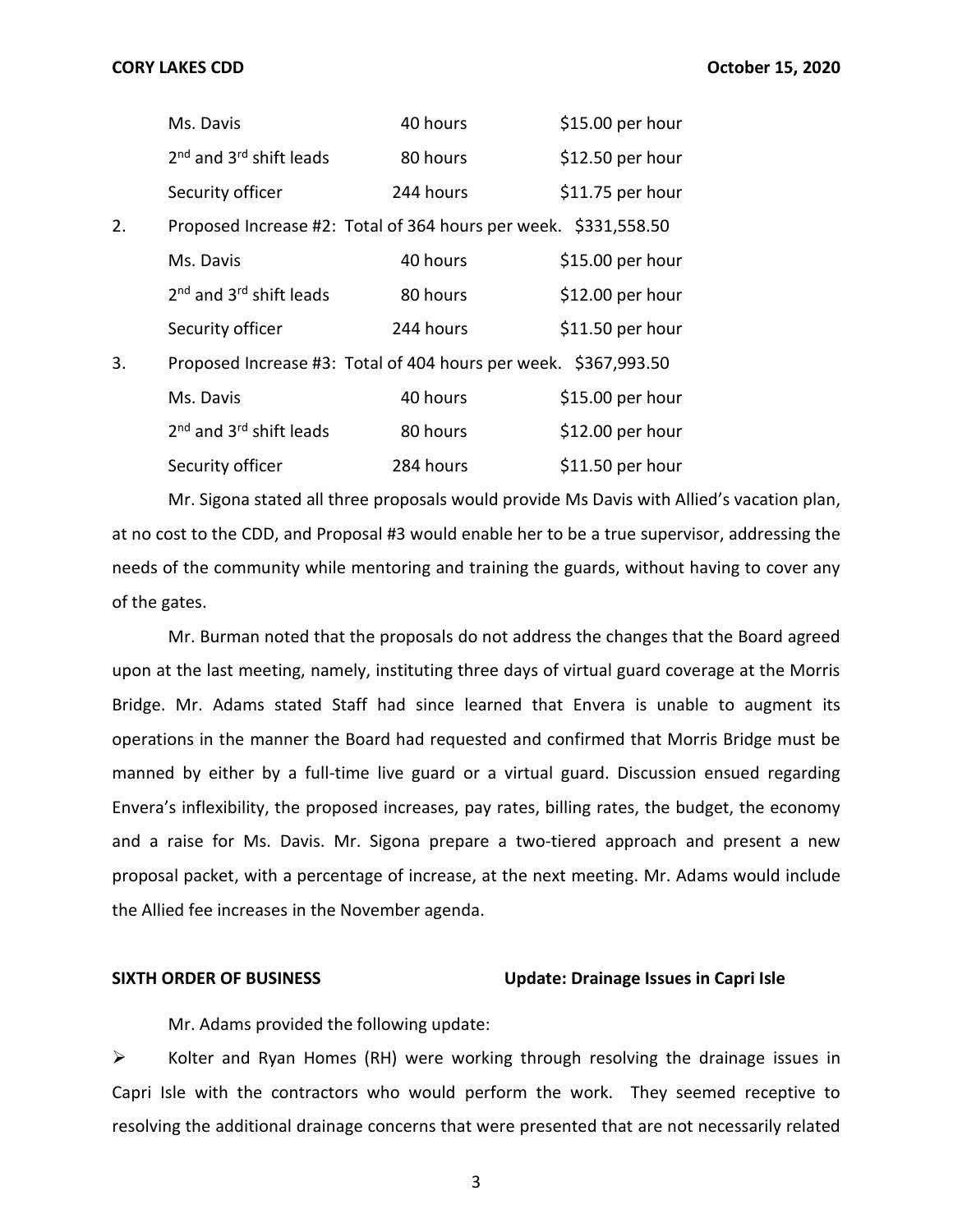| | | |
|---|---|---|
| Ms. Davis | 40 hours | \$15.00 per hour |
| 2nd and 3rd shift leads | 80 hours | \$12.50 per hour |
| Security officer | 244 hours | \$11.75 per hour |

2. Proposed Increase #2: Total of 364 hours per week. \$331,558.50

| | | |
|---|---|---|
| Ms. Davis | 40 hours | \$15.00 per hour |
| 2nd and 3rd shift leads | 80 hours | \$12.00 per hour |
| Security officer | 244 hours | \$11.50 per hour |

3. Proposed Increase #3: Total of 404 hours per week. \$367,993.50

| | | |
|---|---|---|
| Ms. Davis | 40 hours | \$15.00 per hour |
| 2nd and 3rd shift leads | 80 hours | \$12.00 per hour |
| Security officer | 284 hours | \$11.50 per hour |

Mr. Sigona stated all three proposals would provide Ms Davis with Allied's vacation plan, at no cost to the CDD, and Proposal #3 would enable her to be a true supervisor, addressing the needs of the community while mentoring and training the guards, without having to cover any of the gates.

Mr. Burman noted that the proposals do not address the changes that the Board agreed upon at the last meeting, namely, instituting three days of virtual guard coverage at the Morris Bridge. Mr. Adams stated Staff had since learned that Envera is unable to augment its operations in the manner the Board had requested and confirmed that Morris Bridge must be manned by either by a full-time live guard or a virtual guard. Discussion ensued regarding Envera's inflexibility, the proposed increases, pay rates, billing rates, the budget, the economy and a raise for Ms. Davis. Mr. Sigona prepare a two-tiered approach and present a new proposal packet, with a percentage of increase, at the next meeting. Mr. Adams would include the Allied fee increases in the November agenda.

**SIXTH ORDER OF BUSINESS** **Update: Drainage Issues in Capri Isle**

Mr. Adams provided the following update:

- Kolter and Ryan Homes (RH) were working through resolving the drainage issues in Capri Isle with the contractors who would perform the work. They seemed receptive to resolving the additional drainage concerns that were presented that are not necessarily related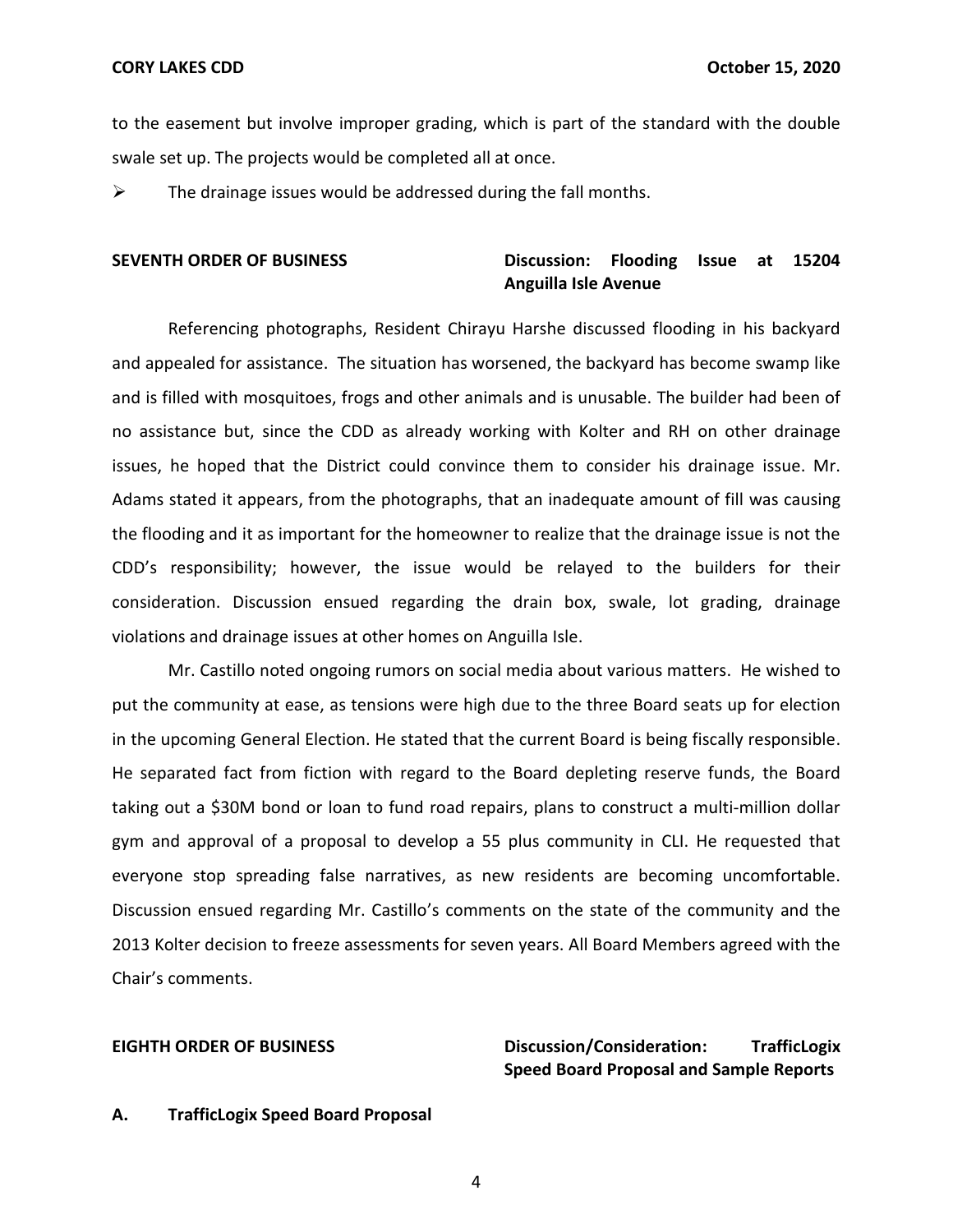to the easement but involve improper grading, which is part of the standard with the double swale set up. The projects would be completed all at once.

➢ The drainage issues would be addressed during the fall months.

**SEVENTH ORDER OF BUSINESS** **Discussion: Flooding Issue at 15204 Anguilla Isle Avenue**

Referencing photographs, Resident Chirayu Harshe discussed flooding in his backyard and appealed for assistance. The situation has worsened, the backyard has become swamp like and is filled with mosquitoes, frogs and other animals and is unusable. The builder had been of no assistance but, since the CDD as already working with Kolter and RH on other drainage issues, he hoped that the District could convince them to consider his drainage issue. Mr. Adams stated it appears, from the photographs, that an inadequate amount of fill was causing the flooding and it as important for the homeowner to realize that the drainage issue is not the CDD's responsibility; however, the issue would be relayed to the builders for their consideration. Discussion ensued regarding the drain box, swale, lot grading, drainage violations and drainage issues at other homes on Anguilla Isle.

Mr. Castillo noted ongoing rumors on social media about various matters. He wished to put the community at ease, as tensions were high due to the three Board seats up for election in the upcoming General Election. He stated that the current Board is being fiscally responsible. He separated fact from fiction with regard to the Board depleting reserve funds, the Board taking out a $30M bond or loan to fund road repairs, plans to construct a multi-million dollar gym and approval of a proposal to develop a 55 plus community in CLI. He requested that everyone stop spreading false narratives, as new residents are becoming uncomfortable. Discussion ensued regarding Mr. Castillo's comments on the state of the community and the 2013 Kolter decision to freeze assessments for seven years. All Board Members agreed with the Chair's comments.

**EIGHTH ORDER OF BUSINESS** **Discussion/Consideration: TrafficLogix Speed Board Proposal and Sample Reports**

**A. TrafficLogix Speed Board Proposal**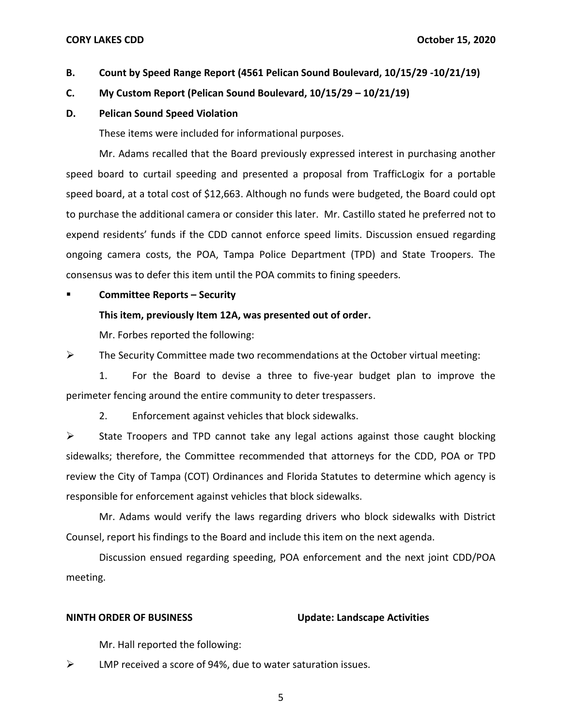**B. Count by Speed Range Report (4561 Pelican Sound Boulevard, 10/15/29 -10/21/19)**

**C. My Custom Report (Pelican Sound Boulevard, 10/15/29 – 10/21/19)**

**D. Pelican Sound Speed Violation**

These items were included for informational purposes.

Mr. Adams recalled that the Board previously expressed interest in purchasing another speed board to curtail speeding and presented a proposal from TrafficLogix for a portable speed board, at a total cost of $12,663. Although no funds were budgeted, the Board could opt to purchase the additional camera or consider this later. Mr. Castillo stated he preferred not to expend residents' funds if the CDD cannot enforce speed limits. Discussion ensued regarding ongoing camera costs, the POA, Tampa Police Department (TPD) and State Troopers. The consensus was to defer this item until the POA commits to fining speeders.

- **Committee Reports – Security**

**This item, previously Item 12A, was presented out of order.**

Mr. Forbes reported the following:

- The Security Committee made two recommendations at the October virtual meeting:

1. For the Board to devise a three to five-year budget plan to improve the perimeter fencing around the entire community to deter trespassers.
2. Enforcement against vehicles that block sidewalks.

- State Troopers and TPD cannot take any legal actions against those caught blocking sidewalks; therefore, the Committee recommended that attorneys for the CDD, POA or TPD review the City of Tampa (COT) Ordinances and Florida Statutes to determine which agency is responsible for enforcement against vehicles that block sidewalks.

Mr. Adams would verify the laws regarding drivers who block sidewalks with District Counsel, report his findings to the Board and include this item on the next agenda.

Discussion ensued regarding speeding, POA enforcement and the next joint CDD/POA meeting.

**NINTH ORDER OF BUSINESS — Update: Landscape Activities**

Mr. Hall reported the following:

- LMP received a score of 94%, due to water saturation issues.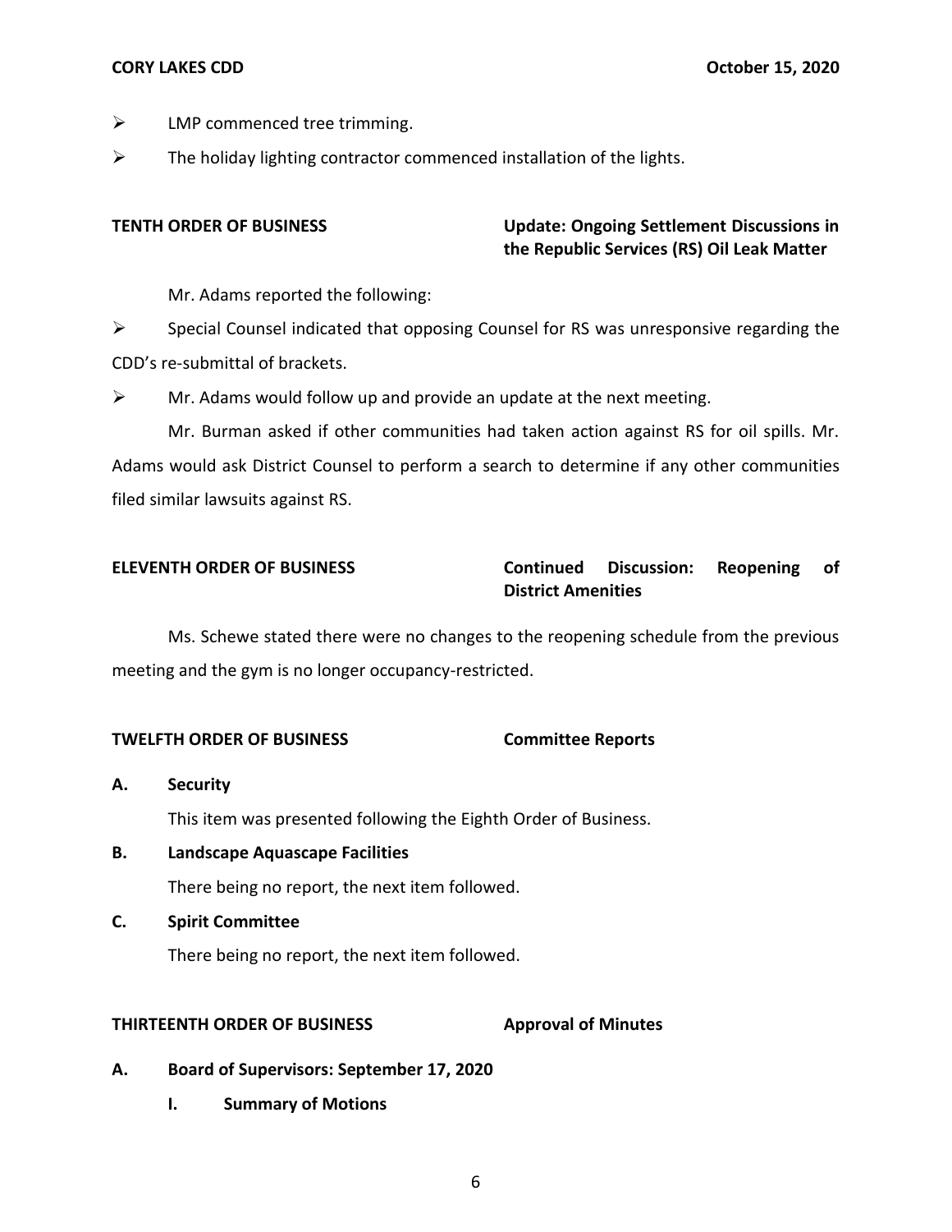- LMP commenced tree trimming.
- The holiday lighting contractor commenced installation of the lights.

**TENTH ORDER OF BUSINESS** **Update: Ongoing Settlement Discussions in the Republic Services (RS) Oil Leak Matter**

Mr. Adams reported the following:

- Special Counsel indicated that opposing Counsel for RS was unresponsive regarding the CDD's re-submittal of brackets.
- Mr. Adams would follow up and provide an update at the next meeting.

Mr. Burman asked if other communities had taken action against RS for oil spills. Mr. Adams would ask District Counsel to perform a search to determine if any other communities filed similar lawsuits against RS.

**ELEVENTH ORDER OF BUSINESS** **Continued Discussion: Reopening of District Amenities**

Ms. Schewe stated there were no changes to the reopening schedule from the previous meeting and the gym is no longer occupancy-restricted.

**TWELFTH ORDER OF BUSINESS** **Committee Reports**

**A. Security**

This item was presented following the Eighth Order of Business.

**B. Landscape Aquascape Facilities**

There being no report, the next item followed.

**C. Spirit Committee**

There being no report, the next item followed.

**THIRTEENTH ORDER OF BUSINESS** **Approval of Minutes**

**A. Board of Supervisors: September 17, 2020**

**I. Summary of Motions**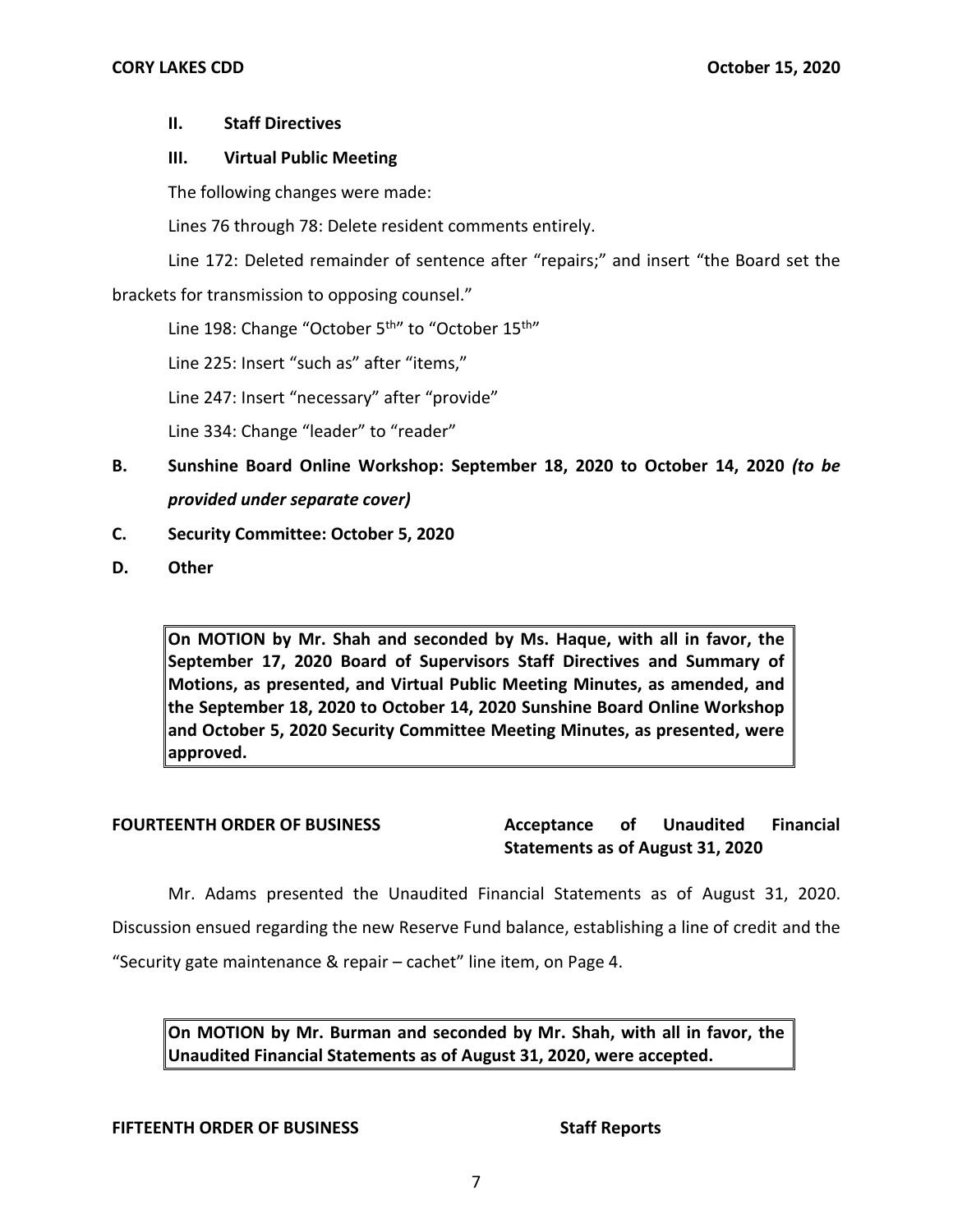**II. Staff Directives**

**III. Virtual Public Meeting**

The following changes were made:

Lines 76 through 78: Delete resident comments entirely.

Line 172: Deleted remainder of sentence after "repairs;" and insert "the Board set the brackets for transmission to opposing counsel."

Line 198: Change "October 5th" to "October 15th"

Line 225: Insert "such as" after "items,"

Line 247: Insert "necessary" after "provide"

Line 334: Change "leader" to "reader"

**B. Sunshine Board Online Workshop: September 18, 2020 to October 14, 2020** ***(to be provided under separate cover)***

**C. Security Committee: October 5, 2020**

**D. Other**

> **On MOTION by Mr. Shah and seconded by Ms. Haque, with all in favor, the September 17, 2020 Board of Supervisors Staff Directives and Summary of Motions, as presented, and Virtual Public Meeting Minutes, as amended, and the September 18, 2020 to October 14, 2020 Sunshine Board Online Workshop and October 5, 2020 Security Committee Meeting Minutes, as presented, were approved.**

**FOURTEENTH ORDER OF BUSINESS** — **Acceptance of Unaudited Financial Statements as of August 31, 2020**

Mr. Adams presented the Unaudited Financial Statements as of August 31, 2020. Discussion ensued regarding the new Reserve Fund balance, establishing a line of credit and the "Security gate maintenance & repair – cachet" line item, on Page 4.

> **On MOTION by Mr. Burman and seconded by Mr. Shah, with all in favor, the Unaudited Financial Statements as of August 31, 2020, were accepted.**

**FIFTEENTH ORDER OF BUSINESS** — **Staff Reports**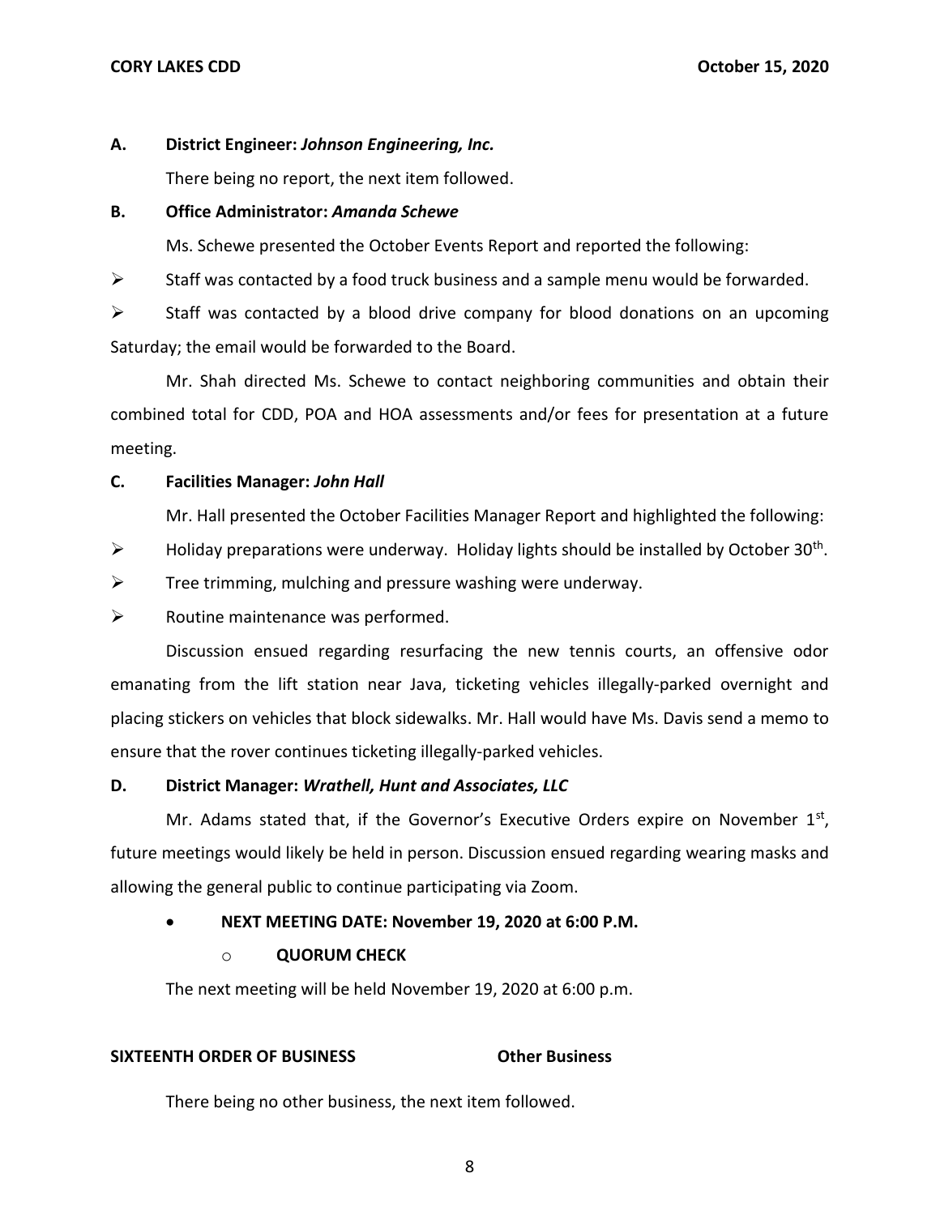**A. District Engineer: *Johnson Engineering, Inc.***

There being no report, the next item followed.

**B. Office Administrator: *Amanda Schewe***

Ms. Schewe presented the October Events Report and reported the following:

- Staff was contacted by a food truck business and a sample menu would be forwarded.
- Staff was contacted by a blood drive company for blood donations on an upcoming Saturday; the email would be forwarded to the Board.

Mr. Shah directed Ms. Schewe to contact neighboring communities and obtain their combined total for CDD, POA and HOA assessments and/or fees for presentation at a future meeting.

**C. Facilities Manager: *John Hall***

Mr. Hall presented the October Facilities Manager Report and highlighted the following:

- Holiday preparations were underway. Holiday lights should be installed by October 30th.
- Tree trimming, mulching and pressure washing were underway.
- Routine maintenance was performed.

Discussion ensued regarding resurfacing the new tennis courts, an offensive odor emanating from the lift station near Java, ticketing vehicles illegally-parked overnight and placing stickers on vehicles that block sidewalks. Mr. Hall would have Ms. Davis send a memo to ensure that the rover continues ticketing illegally-parked vehicles.

**D. District Manager: *Wrathell, Hunt and Associates, LLC***

Mr. Adams stated that, if the Governor's Executive Orders expire on November 1st, future meetings would likely be held in person. Discussion ensued regarding wearing masks and allowing the general public to continue participating via Zoom.

- **NEXT MEETING DATE: November 19, 2020 at 6:00 P.M.**
  - **QUORUM CHECK**

The next meeting will be held November 19, 2020 at 6:00 p.m.

**SIXTEENTH ORDER OF BUSINESS Other Business**

There being no other business, the next item followed.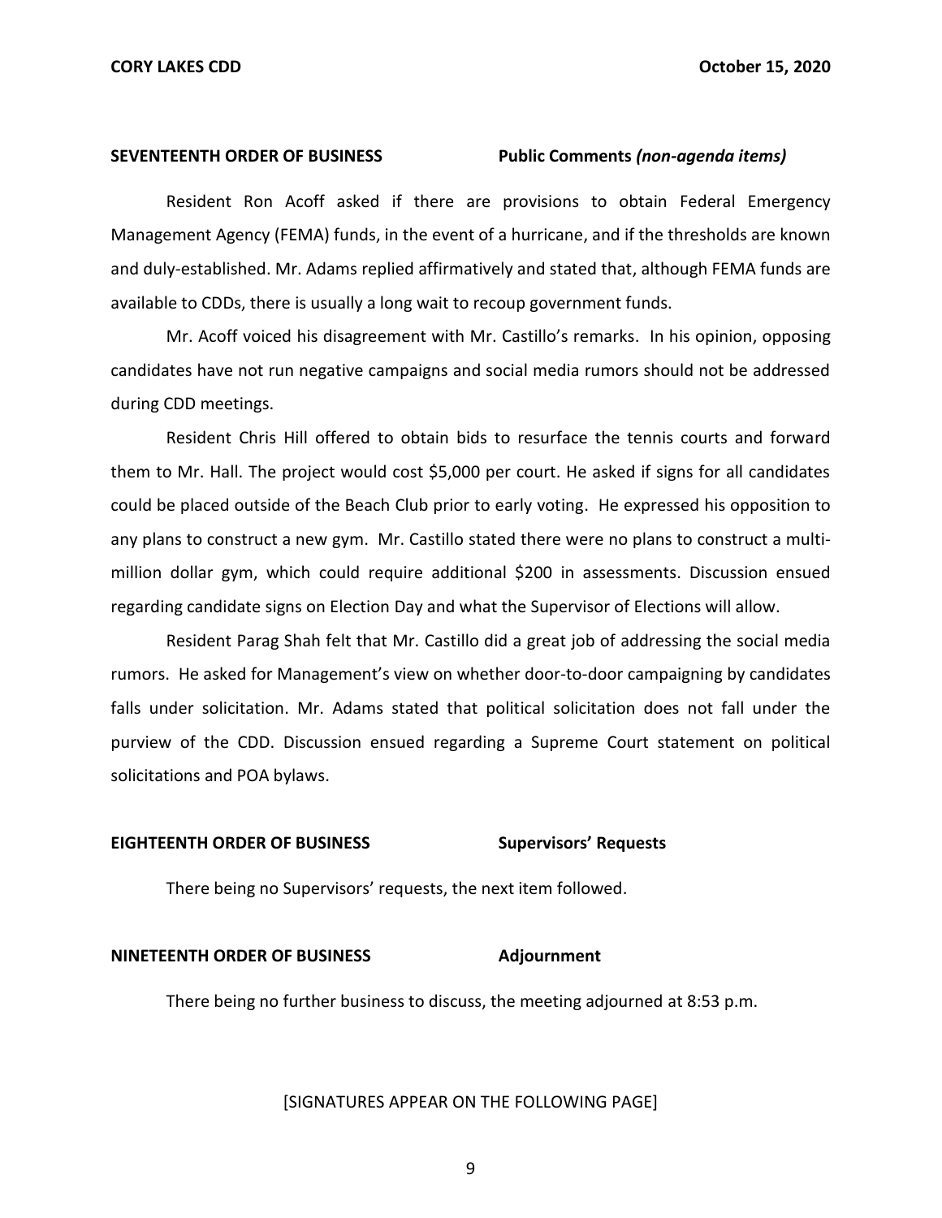**SEVENTEENTH ORDER OF BUSINESS** **Public Comments *(non-agenda items)***

Resident Ron Acoff asked if there are provisions to obtain Federal Emergency Management Agency (FEMA) funds, in the event of a hurricane, and if the thresholds are known and duly-established. Mr. Adams replied affirmatively and stated that, although FEMA funds are available to CDDs, there is usually a long wait to recoup government funds.

Mr. Acoff voiced his disagreement with Mr. Castillo's remarks. In his opinion, opposing candidates have not run negative campaigns and social media rumors should not be addressed during CDD meetings.

Resident Chris Hill offered to obtain bids to resurface the tennis courts and forward them to Mr. Hall. The project would cost $5,000 per court. He asked if signs for all candidates could be placed outside of the Beach Club prior to early voting. He expressed his opposition to any plans to construct a new gym. Mr. Castillo stated there were no plans to construct a multi-million dollar gym, which could require additional $200 in assessments. Discussion ensued regarding candidate signs on Election Day and what the Supervisor of Elections will allow.

Resident Parag Shah felt that Mr. Castillo did a great job of addressing the social media rumors. He asked for Management's view on whether door-to-door campaigning by candidates falls under solicitation. Mr. Adams stated that political solicitation does not fall under the purview of the CDD. Discussion ensued regarding a Supreme Court statement on political solicitations and POA bylaws.

**EIGHTEENTH ORDER OF BUSINESS** **Supervisors' Requests**

There being no Supervisors' requests, the next item followed.

**NINETEENTH ORDER OF BUSINESS** **Adjournment**

There being no further business to discuss, the meeting adjourned at 8:53 p.m.

[SIGNATURES APPEAR ON THE FOLLOWING PAGE]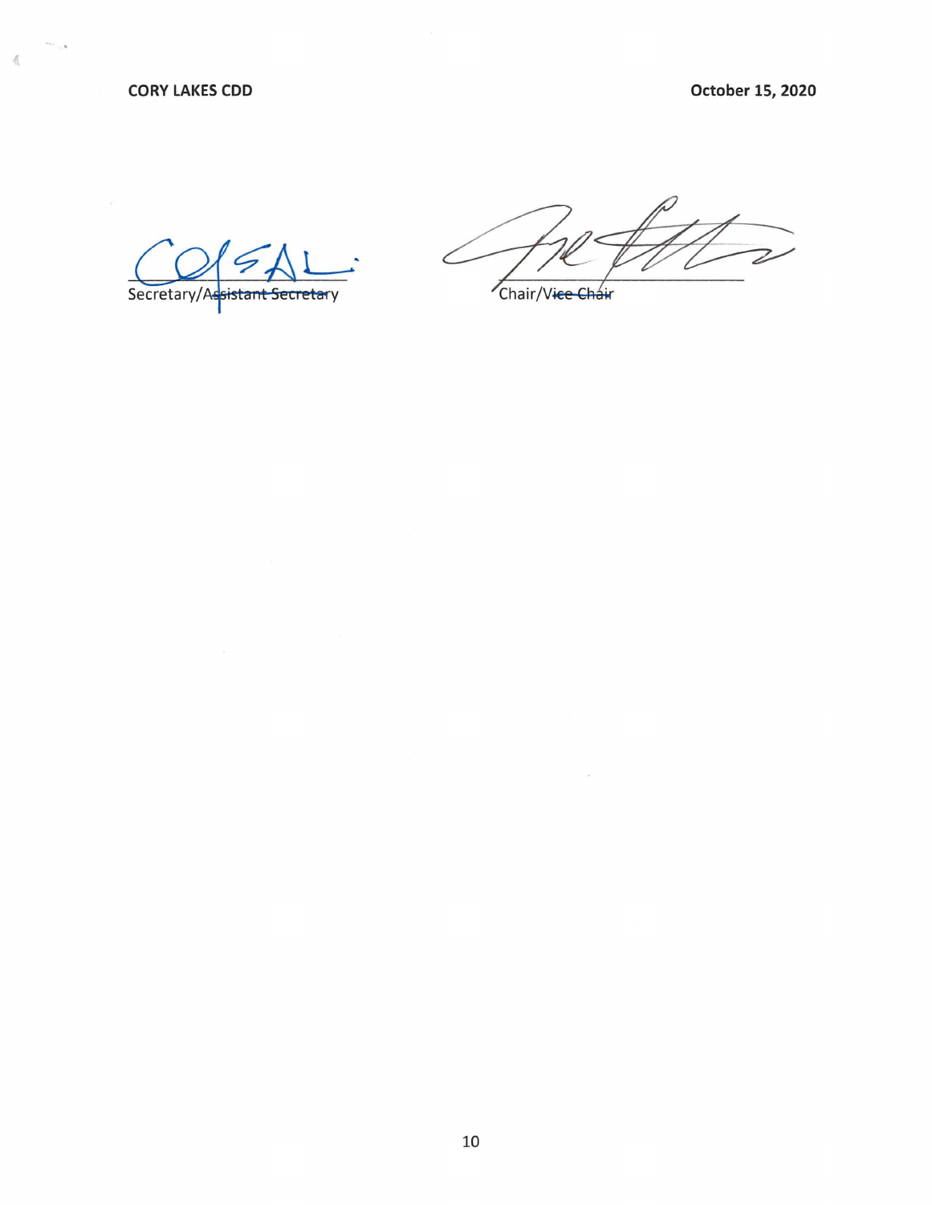Secretary/~~Assistant Secretary~~

Chair/~~Vice Chair~~